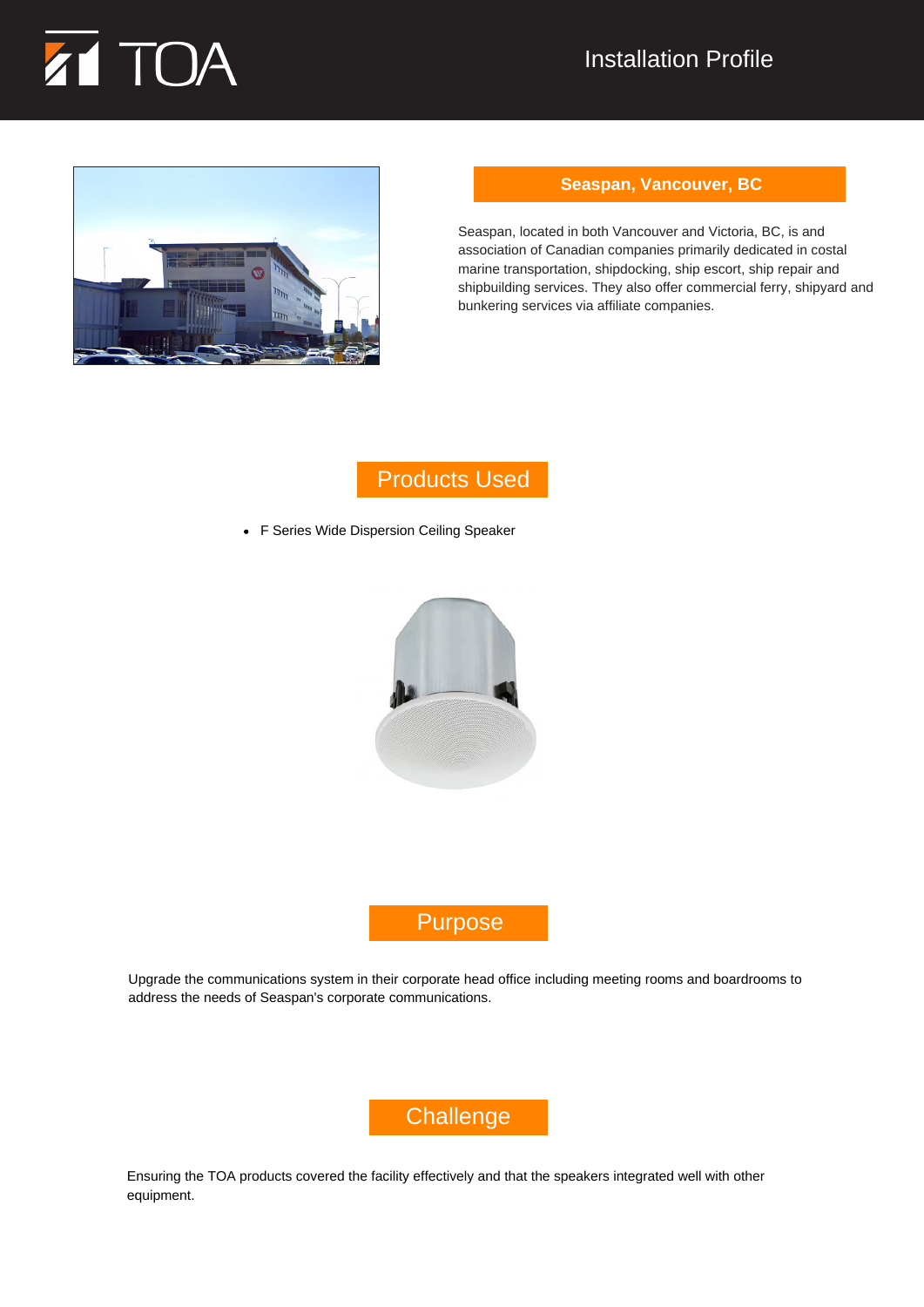Installation Profile

## Seaspan, Vancouver, BC

Seaspan, located in both Vancouver and Victoria, BC, is and association of Canadian companies primarily dedicated in costal marine transportation, shipdocking, ship escort, ship repair and shipbuilding services. They also offer commercial ferry, shipyard and bunkering services via affiliate companies.

## Products Used

- F Series Wide Dispersion Ceiling Speaker

## Purpose

Upgrade the communications system in their corporate head office including meeting rooms and boardrooms to address the needs of Seaspan's corporate communications.

## Challenge

Ensuring the TOA products covered the facility effectively and that the speakers integrated well with other equipment.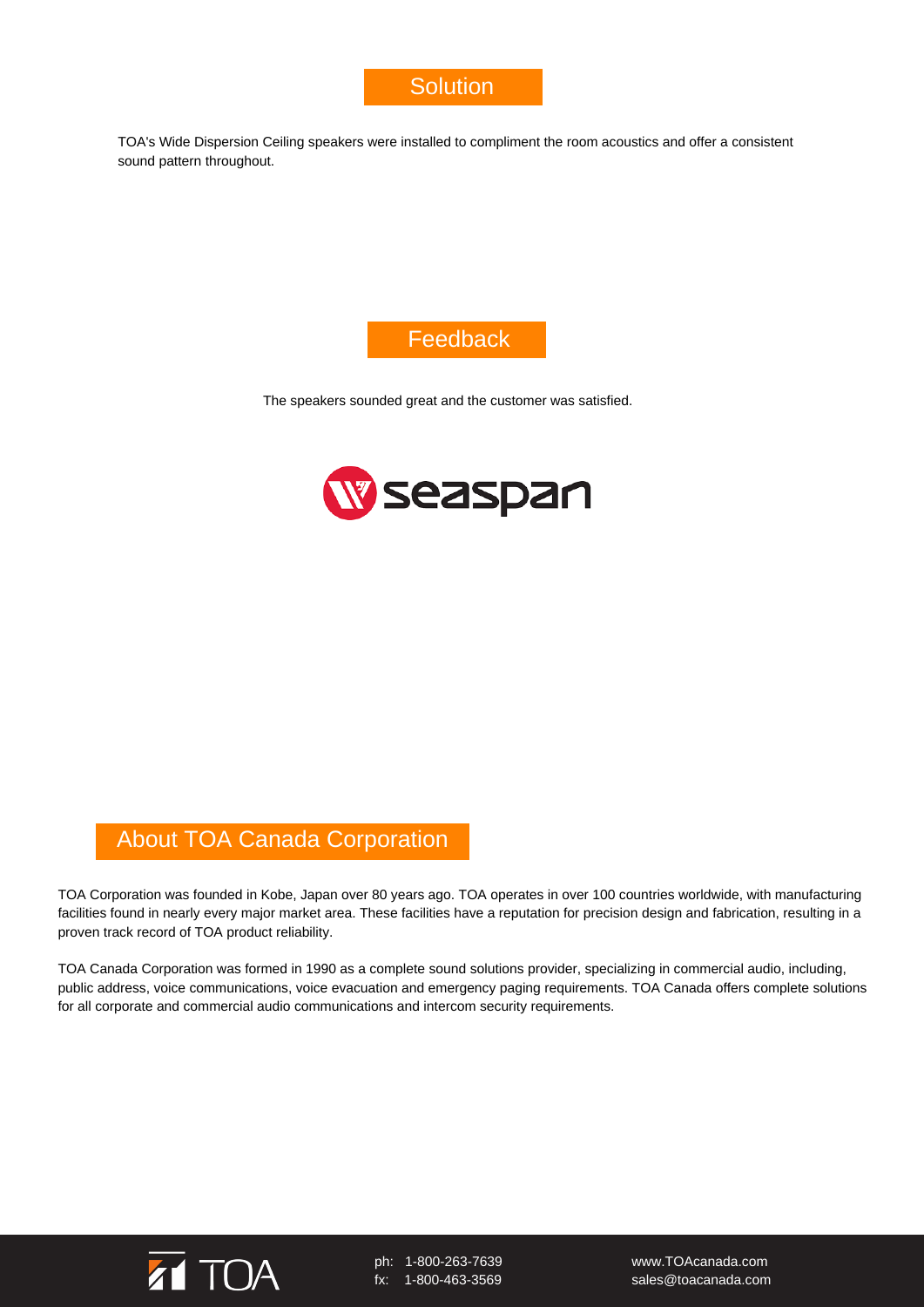## Solution

TOA's Wide Dispersion Ceiling speakers were installed to compliment the room acoustics and offer a consistent sound pattern throughout.

## Feedback

The speakers sounded great and the customer was satisfied.

## About TOA Canada Corporation

TOA Corporation was founded in Kobe, Japan over 80 years ago. TOA operates in over 100 countries worldwide, with manufacturing facilities found in nearly every major market area. These facilities have a reputation for precision design and fabrication, resulting in a proven track record of TOA product reliability.

TOA Canada Corporation was formed in 1990 as a complete sound solutions provider, specializing in commercial audio, including, public address, voice communications, voice evacuation and emergency paging requirements. TOA Canada offers complete solutions for all corporate and commercial audio communications and intercom security requirements.

ph: 1-800-263-7639
fx: 1-800-463-3569

www.TOAcanada.com
sales@toacanada.com